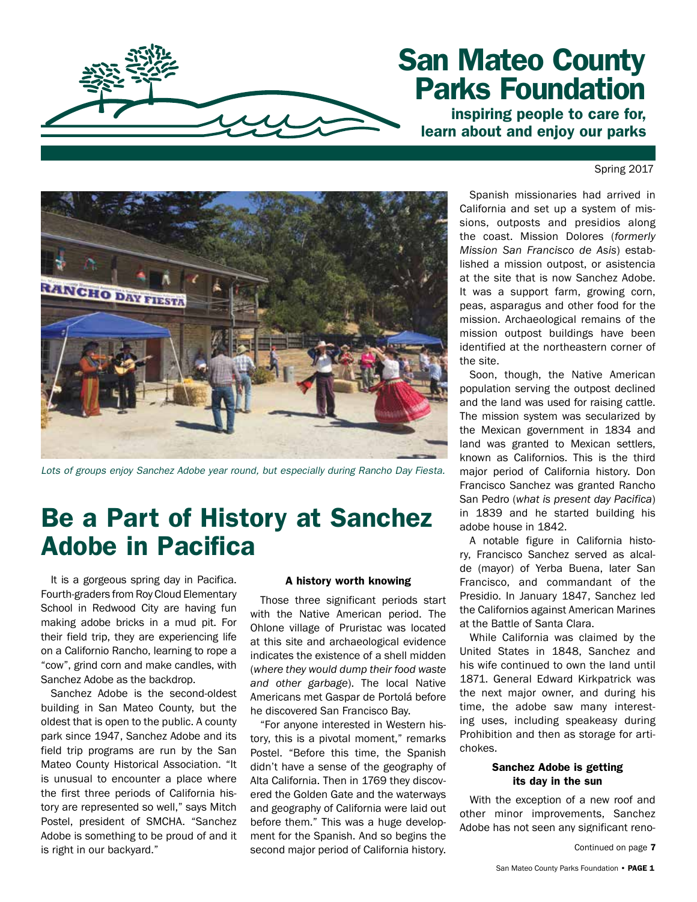# San Mateo County Parks Foundation

**inspiring people to care for, learn about and enjoy our parks**

Spring 2017

*Lots of groups enjoy Sanchez Adobe year round, but especially during Rancho Day Fiesta.*

# Be a Part of History at Sanchez Adobe in Pacifica

It is a gorgeous spring day in Pacifica. Fourth-graders from Roy Cloud Elementary School in Redwood City are having fun making adobe bricks in a mud pit. For their field trip, they are experiencing life on a Californio Rancho, learning to rope a "cow", grind corn and make candles, with Sanchez Adobe as the backdrop.

Sanchez Adobe is the second-oldest building in San Mateo County, but the oldest that is open to the public. A county park since 1947, Sanchez Adobe and its field trip programs are run by the San Mateo County Historical Association. "It is unusual to encounter a place where the first three periods of California history are represented so well," says Mitch Postel, president of SMCHA. "Sanchez Adobe is something to be proud of and it is right in our backyard."

#### A history worth knowing

Those three significant periods start with the Native American period. The Ohlone village of Pruristac was located at this site and archaeological evidence indicates the existence of a shell midden (*where they would dump their food waste and other garbage*). The local Native Americans met Gaspar de Portolá before he discovered San Francisco Bay.

"For anyone interested in Western history, this is a pivotal moment," remarks Postel. "Before this time, the Spanish didn't have a sense of the geography of Alta California. Then in 1769 they discovered the Golden Gate and the waterways and geography of California were laid out before them." This was a huge development for the Spanish. And so begins the second major period of California history.

Spanish missionaries had arrived in California and set up a system of missions, outposts and presidios along the coast. Mission Dolores (*formerly Mission San Francisco de Asis*) established a mission outpost, or asistencia at the site that is now Sanchez Adobe. It was a support farm, growing corn, peas, asparagus and other food for the mission. Archaeological remains of the mission outpost buildings have been identified at the northeastern corner of the site.

Soon, though, the Native American population serving the outpost declined and the land was used for raising cattle. The mission system was secularized by the Mexican government in 1834 and land was granted to Mexican settlers, known as Californios. This is the third major period of California history. Don Francisco Sanchez was granted Rancho San Pedro (*what is present day Pacifica*) in 1839 and he started building his adobe house in 1842.

A notable figure in California history, Francisco Sanchez served as alcalde (mayor) of Yerba Buena, later San Francisco, and commandant of the Presidio. In January 1847, Sanchez led the Californios against American Marines at the Battle of Santa Clara.

While California was claimed by the United States in 1848, Sanchez and his wife continued to own the land until 1871. General Edward Kirkpatrick was the next major owner, and during his time, the adobe saw many interesting uses, including speakeasy during Prohibition and then as storage for artichokes.

#### Sanchez Adobe is getting its day in the sun

With the exception of a new roof and other minor improvements, Sanchez Adobe has not seen any significant reno-

Continued on page **7**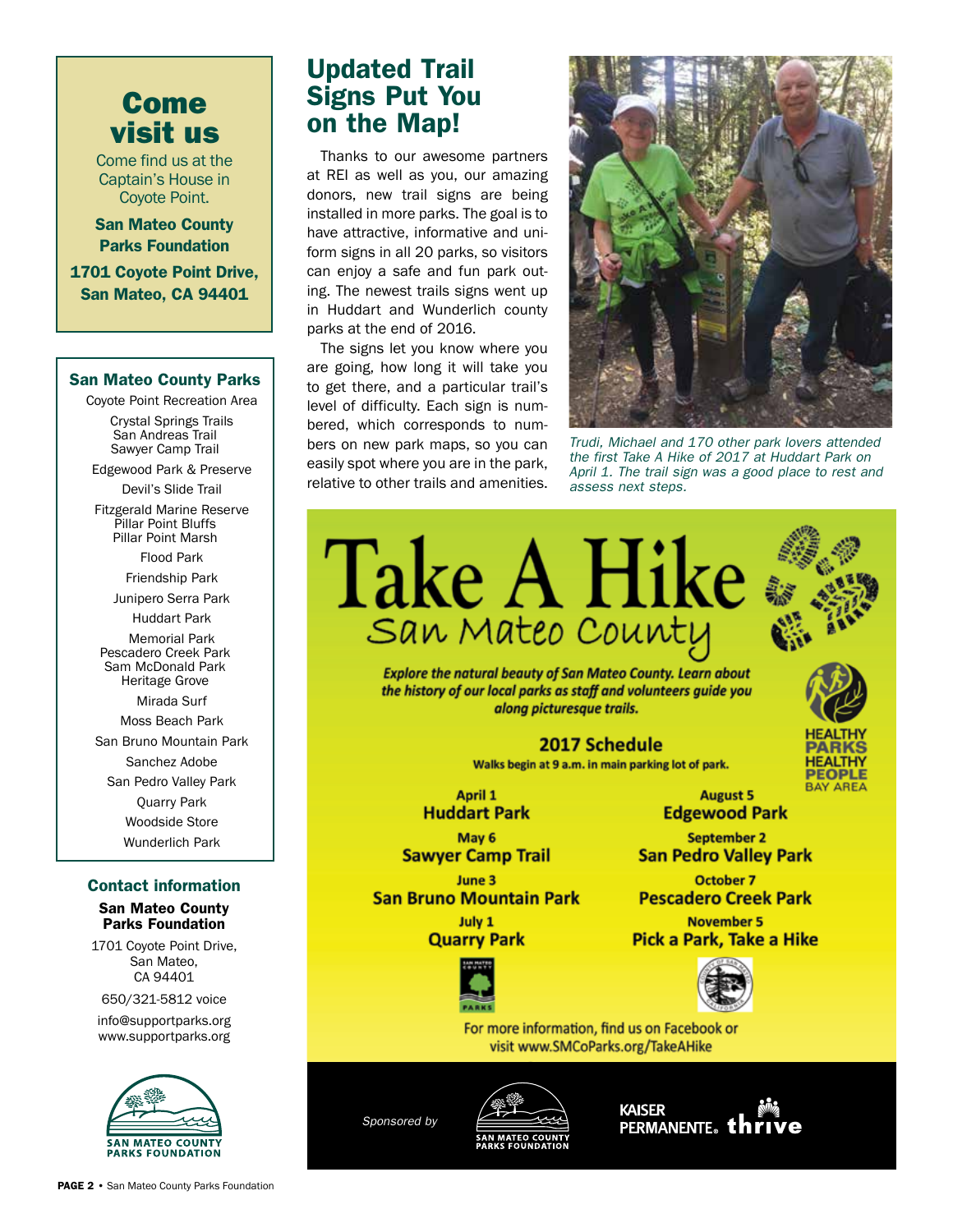## Come visit us

Come find us at the Captain's House in Coyote Point.

**San Mateo County Parks Foundation**

**1701 Coyote Point Drive, San Mateo, CA 94401**

### San Mateo County Parks

Coyote Point Recreation Area

Crystal Springs Trails
San Andreas Trail
Sawyer Camp Trail

Edgewood Park & Preserve

Devil's Slide Trail

Fitzgerald Marine Reserve
Pillar Point Bluffs
Pillar Point Marsh

Flood Park

Friendship Park

Junipero Serra Park

Huddart Park

Memorial Park
Pescadero Creek Park
Sam McDonald Park
Heritage Grove

Mirada Surf

Moss Beach Park

San Bruno Mountain Park

Sanchez Adobe

San Pedro Valley Park

Quarry Park

Woodside Store

Wunderlich Park

### Contact information

**San Mateo County Parks Foundation**

1701 Coyote Point Drive,
San Mateo,
CA 94401

650/321-5812 voice

info@supportparks.org
www.supportparks.org

# Updated Trail Signs Put You on the Map!

Thanks to our awesome partners at REI as well as you, our amazing donors, new trail signs are being installed in more parks. The goal is to have attractive, informative and uniform signs in all 20 parks, so visitors can enjoy a safe and fun park outing. The newest trails signs went up in Huddart and Wunderlich county parks at the end of 2016.

The signs let you know where you are going, how long it will take you to get there, and a particular trail's level of difficulty. Each sign is numbered, which corresponds to numbers on new park maps, so you can easily spot where you are in the park, relative to other trails and amenities.

*Trudi, Michael and 170 other park lovers attended the first Take A Hike of 2017 at Huddart Park on April 1. The trail sign was a good place to rest and assess next steps.*

# Take A Hike
## San Mateo County

***Explore the natural beauty of San Mateo County. Learn about the history of our local parks as staff and volunteers guide you along picturesque trails.***

HEALTHY PARKS HEALTHY PEOPLE BAY AREA

### 2017 Schedule

Walks begin at 9 a.m. in main parking lot of park.

April 1
**Huddart Park**

May 6
**Sawyer Camp Trail**

June 3
**San Bruno Mountain Park**

July 1
**Quarry Park**

August 5
**Edgewood Park**

September 2
**San Pedro Valley Park**

October 7
**Pescadero Creek Park**

November 5
**Pick a Park, Take a Hike**

For more information, find us on Facebook or visit www.SMCoParks.org/TakeAHike

*Sponsored by* San Mateo County Parks Foundation, Kaiser Permanente. thrive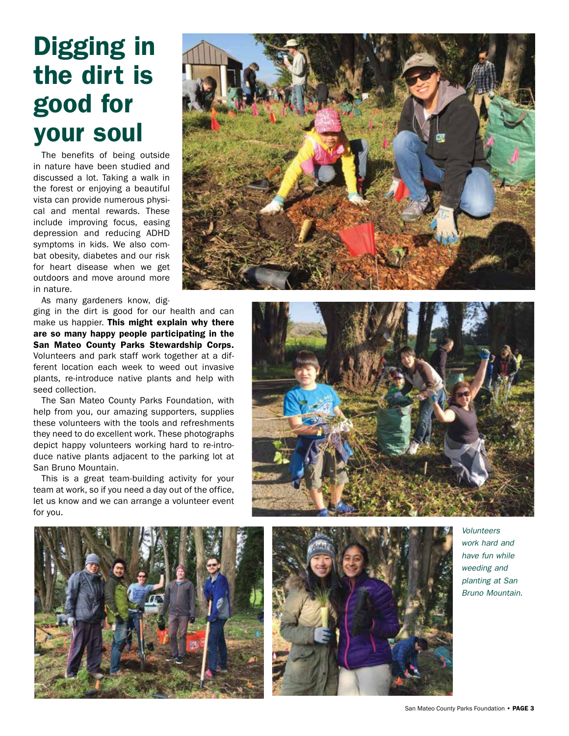# Digging in the dirt is good for your soul

The benefits of being outside in nature have been studied and discussed a lot. Taking a walk in the forest or enjoying a beautiful vista can provide numerous physical and mental rewards. These include improving focus, easing depression and reducing ADHD symptoms in kids. We also combat obesity, diabetes and our risk for heart disease when we get outdoors and move around more in nature.

As many gardeners know, digging in the dirt is good for our health and can make us happier. **This might explain why there are so many happy people participating in the San Mateo County Parks Stewardship Corps.** Volunteers and park staff work together at a different location each week to weed out invasive plants, re-introduce native plants and help with seed collection.

The San Mateo County Parks Foundation, with help from you, our amazing supporters, supplies these volunteers with the tools and refreshments they need to do excellent work. These photographs depict happy volunteers working hard to re-introduce native plants adjacent to the parking lot at San Bruno Mountain.

This is a great team-building activity for your team at work, so if you need a day out of the office, let us know and we can arrange a volunteer event for you.

*Volunteers work hard and have fun while weeding and planting at San Bruno Mountain.*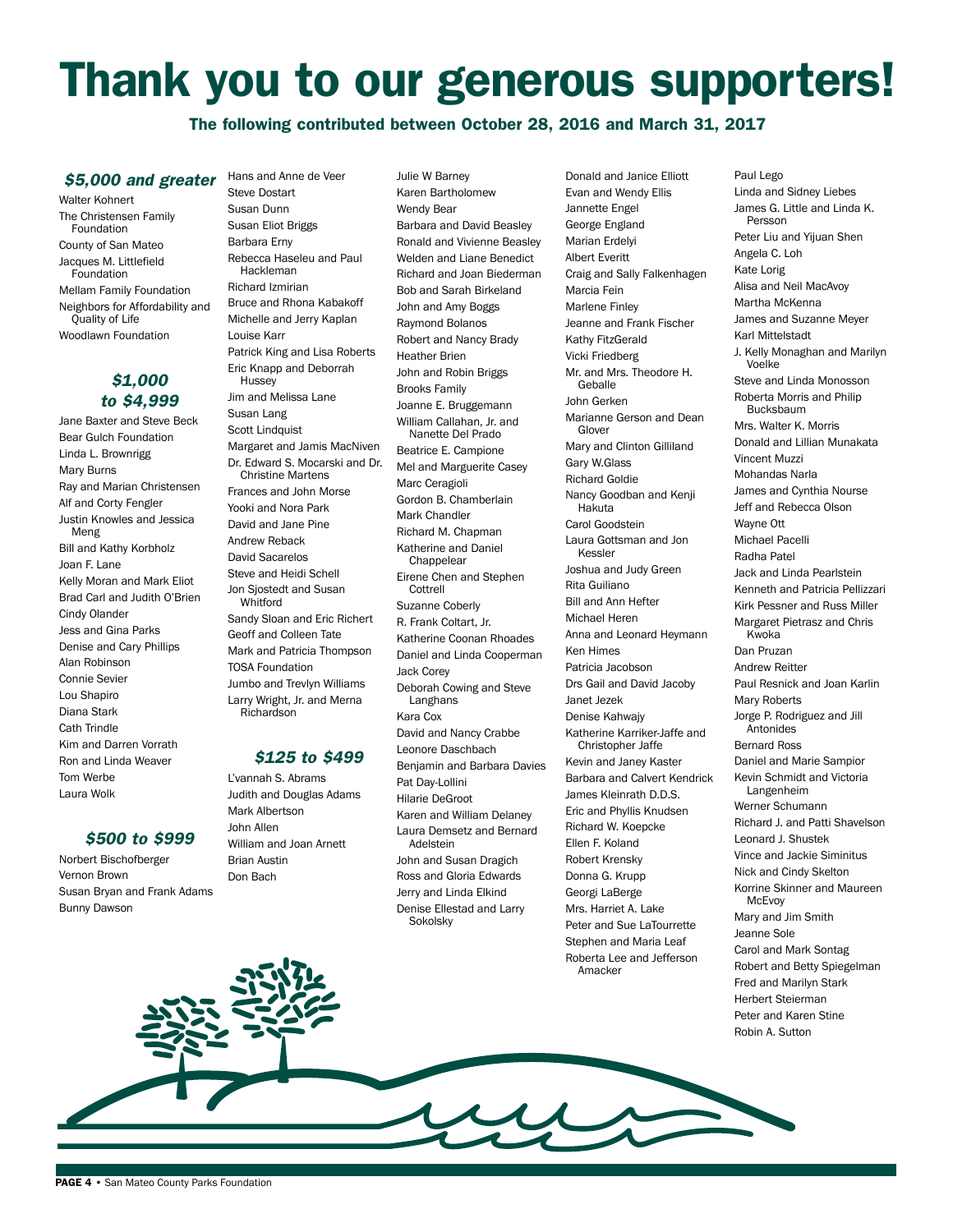# Thank you to our generous supporters!

**The following contributed between October 28, 2016 and March 31, 2017**

### *$5,000 and greater*

Walter Kohnert
The Christensen Family Foundation
County of San Mateo
Jacques M. Littlefield Foundation
Mellam Family Foundation
Neighbors for Affordability and Quality of Life
Woodlawn Foundation

### *$1,000 to $4,999*

Jane Baxter and Steve Beck
Bear Gulch Foundation
Linda L. Brownrigg
Mary Burns
Ray and Marian Christensen
Alf and Corty Fengler
Justin Knowles and Jessica Meng
Bill and Kathy Korbholz
Joan F. Lane
Kelly Moran and Mark Eliot
Brad Carl and Judith O'Brien
Cindy Olander
Jess and Gina Parks
Denise and Cary Phillips
Alan Robinson
Connie Sevier
Lou Shapiro
Diana Stark
Cath Trindle
Kim and Darren Vorrath
Ron and Linda Weaver
Tom Werbe
Laura Wolk

### *$500 to $999*

Norbert Bischofberger
Vernon Brown
Susan Bryan and Frank Adams
Bunny Dawson
Hans and Anne de Veer
Steve Dostart
Susan Dunn
Susan Eliot Briggs
Barbara Erny
Rebecca Haseleu and Paul Hackleman
Richard Izmirian
Bruce and Rhona Kabakoff
Michelle and Jerry Kaplan
Louise Karr
Patrick King and Lisa Roberts
Eric Knapp and Deborrah Hussey
Jim and Melissa Lane
Susan Lang
Scott Lindquist
Margaret and Jamis MacNiven
Dr. Edward S. Mocarski and Dr. Christine Martens
Frances and John Morse
Yooki and Nora Park
David and Jane Pine
Andrew Reback
David Sacarelos
Steve and Heidi Schell
Jon Sjostedt and Susan Whitford
Sandy Sloan and Eric Richert
Geoff and Colleen Tate
Mark and Patricia Thompson
TOSA Foundation
Jumbo and Trevlyn Williams
Larry Wright, Jr. and Merna Richardson

### *$125 to $499*

L'vannah S. Abrams
Judith and Douglas Adams
Mark Albertson
John Allen
William and Joan Arnett
Brian Austin
Don Bach
Julie W Barney
Karen Bartholomew
Wendy Bear
Barbara and David Beasley
Ronald and Vivienne Beasley
Welden and Liane Benedict
Richard and Joan Biederman
Bob and Sarah Birkeland
John and Amy Boggs
Raymond Bolanos
Robert and Nancy Brady
Heather Brien
John and Robin Briggs
Brooks Family
Joanne E. Bruggemann
William Callahan, Jr. and Nanette Del Prado
Beatrice E. Campione
Mel and Marguerite Casey
Marc Ceragioli
Gordon B. Chamberlain
Mark Chandler
Richard M. Chapman
Katherine and Daniel Chappelear
Eirene Chen and Stephen Cottrell
Suzanne Coberly
R. Frank Coltart, Jr.
Katherine Coonan Rhoades
Daniel and Linda Cooperman
Jack Corey
Deborah Cowing and Steve Langhans
Kara Cox
David and Nancy Crabbe
Leonore Daschbach
Benjamin and Barbara Davies
Pat Day-Lollini
Hilarie DeGroot
Karen and William Delaney
Laura Demsetz and Bernard Adelstein
John and Susan Dragich
Ross and Gloria Edwards
Jerry and Linda Elkind
Denise Ellestad and Larry Sokolsky
Donald and Janice Elliott
Evan and Wendy Ellis
Jannette Engel
George England
Marian Erdelyi
Albert Everitt
Craig and Sally Falkenhagen
Marcia Fein
Marlene Finley
Jeanne and Frank Fischer
Kathy FitzGerald
Vicki Friedberg
Mr. and Mrs. Theodore H. Geballe
John Gerken
Marianne Gerson and Dean Glover
Mary and Clinton Gilliland
Gary W.Glass
Richard Goldie
Nancy Goodban and Kenji Hakuta
Carol Goodstein
Laura Gottsman and Jon Kessler
Joshua and Judy Green
Rita Guiliano
Bill and Ann Hefter
Michael Heren
Anna and Leonard Heymann
Ken Himes
Patricia Jacobson
Drs Gail and David Jacoby
Janet Jezek
Denise Kahwajy
Katherine Karriker-Jaffe and Christopher Jaffe
Kevin and Janey Kaster
Barbara and Calvert Kendrick
James Kleinrath D.D.S.
Eric and Phyllis Knudsen
Richard W. Koepcke
Ellen F. Koland
Robert Krensky
Donna G. Krupp
Georgi LaBerge
Mrs. Harriet A. Lake
Peter and Sue LaTourrette
Stephen and Maria Leaf
Roberta Lee and Jefferson Amacker
Paul Lego
Linda and Sidney Liebes
James G. Little and Linda K. Persson
Peter Liu and Yijuan Shen
Angela C. Loh
Kate Lorig
Alisa and Neil MacAvoy
Martha McKenna
James and Suzanne Meyer
Karl Mittelstadt
J. Kelly Monaghan and Marilyn Voelke
Steve and Linda Monosson
Roberta Morris and Philip Bucksbaum
Mrs. Walter K. Morris
Donald and Lillian Munakata
Vincent Muzzi
Mohandas Narla
James and Cynthia Nourse
Jeff and Rebecca Olson
Wayne Ott
Michael Pacelli
Radha Patel
Jack and Linda Pearlstein
Kenneth and Patricia Pellizzari
Kirk Pessner and Russ Miller
Margaret Pietrasz and Chris Kwoka
Dan Pruzan
Andrew Reitter
Paul Resnick and Joan Karlin
Mary Roberts
Jorge P. Rodriguez and Jill Antonides
Bernard Ross
Daniel and Marie Sampior
Kevin Schmidt and Victoria Langenheim
Werner Schumann
Richard J. and Patti Shavelson
Leonard J. Shustek
Vince and Jackie Siminitus
Nick and Cindy Skelton
Korrine Skinner and Maureen McEvoy
Mary and Jim Smith
Jeanne Sole
Carol and Mark Sontag
Robert and Betty Spiegelman
Fred and Marilyn Stark
Herbert Steierman
Peter and Karen Stine
Robin A. Sutton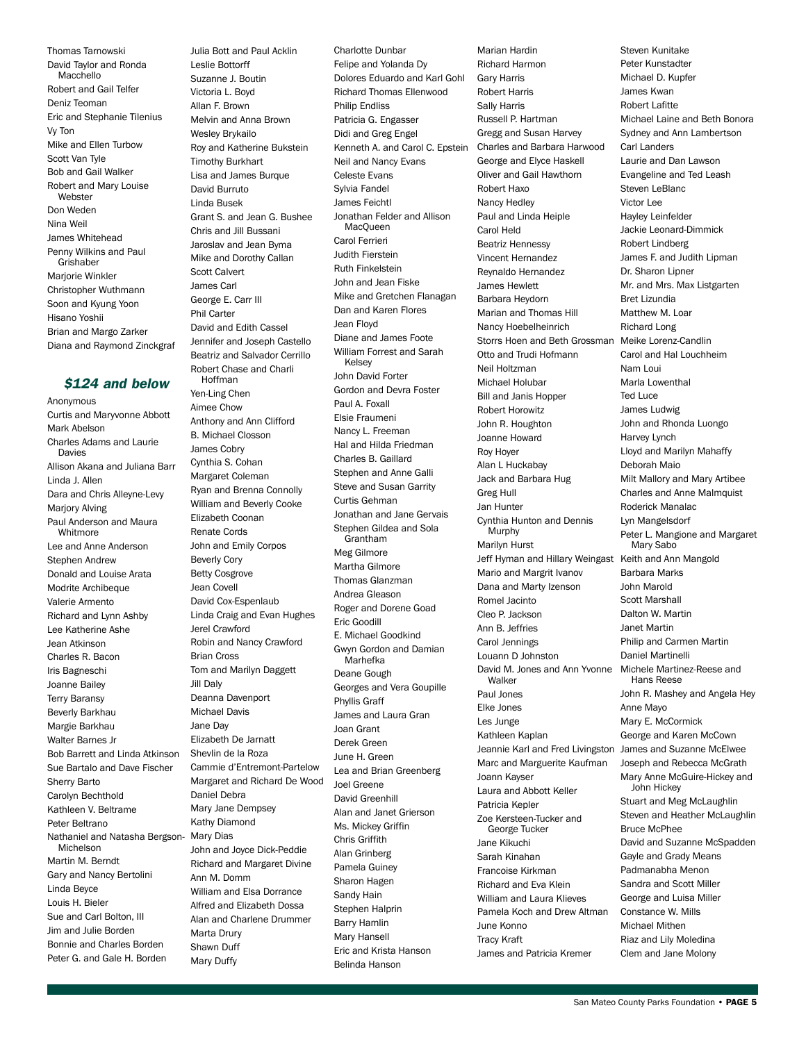Thomas Tarnowski
David Taylor and Ronda Macchello
Robert and Gail Telfer
Deniz Teoman
Eric and Stephanie Tilenius
Vy Ton
Mike and Ellen Turbow
Scott Van Tyle
Bob and Gail Walker
Robert and Mary Louise Webster
Don Weden
Nina Weil
James Whitehead
Penny Wilkins and Paul Grishaber
Marjorie Winkler
Christopher Wuthmann
Soon and Kyung Yoon
Hisano Yoshii
Brian and Margo Zarker
Diana and Raymond Zinckgraf

### *$124 and below*

Anonymous
Curtis and Maryvonne Abbott
Mark Abelson
Charles Adams and Laurie Davies
Allison Akana and Juliana Barr
Linda J. Allen
Dara and Chris Alleyne-Levy
Marjory Alving
Paul Anderson and Maura Whitmore
Lee and Anne Anderson
Stephen Andrew
Donald and Louise Arata
Modrite Archibeque
Valerie Armento
Richard and Lynn Ashby
Lee Katherine Ashe
Jean Atkinson
Charles R. Bacon
Iris Bagneschi
Joanne Bailey
Terry Baransy
Beverly Barkhau
Margie Barkhau
Walter Barnes Jr
Bob Barrett and Linda Atkinson
Sue Bartalo and Dave Fischer
Sherry Barto
Carolyn Bechthold
Kathleen V. Beltrame
Peter Beltrano
Nathaniel and Natasha Bergson-Michelson
Martin M. Berndt
Gary and Nancy Bertolini
Linda Beyce
Louis H. Bieler
Sue and Carl Bolton, III
Jim and Julie Borden
Bonnie and Charles Borden
Peter G. and Gale H. Borden
Julia Bott and Paul Acklin
Leslie Bottorff
Suzanne J. Boutin
Victoria L. Boyd
Allan F. Brown
Melvin and Anna Brown
Wesley Brykailo
Roy and Katherine Bukstein
Timothy Burkhart
Lisa and James Burque
David Burruto
Linda Busek
Grant S. and Jean G. Bushee
Chris and Jill Bussani
Jaroslav and Jean Byma
Mike and Dorothy Callan
Scott Calvert
James Carl
George E. Carr III
Phil Carter
David and Edith Cassel
Jennifer and Joseph Castello
Beatriz and Salvador Cerrillo
Robert Chase and Charli Hoffman
Yen-Ling Chen
Aimee Chow
Anthony and Ann Clifford
B. Michael Closson
James Cobry
Cynthia S. Cohan
Margaret Coleman
Ryan and Brenna Connolly
William and Beverly Cooke
Elizabeth Coonan
Renate Cords
John and Emily Corpos
Beverly Cory
Betty Cosgrove
Jean Covell
David Cox-Espenlaub
Linda Craig and Evan Hughes
Jerel Crawford
Robin and Nancy Crawford
Brian Cross
Tom and Marilyn Daggett
Jill Daly
Deanna Davenport
Michael Davis
Jane Day
Elizabeth De Jarnatt
Shelvin de la Roza
Cammie d'Entremont-Partelow
Margaret and Richard De Wood
Daniel Debra
Mary Jane Dempsey
Kathy Diamond
Mary Dias
John and Joyce Dick-Peddie
Richard and Margaret Divine
Ann M. Domm
William and Elsa Dorrance
Alfred and Elizabeth Dossa
Alan and Charlene Drummer
Marta Drury
Shawn Duff
Mary Duffy
Charlotte Dunbar
Felipe and Yolanda Dy
Dolores Eduardo and Karl Gohl
Richard Thomas Ellenwood
Philip Endliss
Patricia G. Engasser
Didi and Greg Engel
Kenneth A. and Carol C. Epstein
Neil and Nancy Evans
Celeste Evans
Sylvia Fandel
James Feichtl
Jonathan Felder and Allison MacQueen
Carol Ferrieri
Judith Fierstein
Ruth Finkelstein
John and Jean Fiske
Mike and Gretchen Flanagan
Dan and Karen Flores
Jean Floyd
Diane and James Foote
William Forrest and Sarah Kelsey
John David Forter
Gordon and Devra Foster
Paul A. Foxall
Elsie Fraumeni
Nancy L. Freeman
Hal and Hilda Friedman
Charles B. Gaillard
Stephen and Anne Galli
Steve and Susan Garrity
Curtis Gehman
Jonathan and Jane Gervais
Stephen Gildea and Sola Grantham
Meg Gilmore
Martha Gilmore
Thomas Glanzman
Andrea Gleason
Roger and Dorene Goad
Eric Goodill
E. Michael Goodkind
Gwyn Gordon and Damian Marhefka
Deane Gough
Georges and Vera Goupille
Phyllis Graff
James and Laura Gran
Joan Grant
Derek Green
June H. Green
Lea and Brian Greenberg
Joel Greene
David Greenhill
Alan and Janet Grierson
Ms. Mickey Griffin
Chris Griffith
Alan Grinberg
Pamela Guiney
Sharon Hagen
Sandy Hain
Stephen Halprin
Barry Hamlin
Mary Hansell
Eric and Krista Hanson
Belinda Hanson
Marian Hardin
Richard Harmon
Gary Harris
Robert Harris
Sally Harris
Russell P. Hartman
Gregg and Susan Harvey
Charles and Barbara Harwood
George and Elyce Haskell
Oliver and Gail Hawthorn
Robert Haxo
Nancy Hedley
Paul and Linda Heiple
Carol Held
Beatriz Hennessy
Vincent Hernandez
Reynaldo Hernandez
James Hewlett
Barbara Heydorn
Marian and Thomas Hill
Nancy Hoebelheinrich
Storrs Hoen and Beth Grossman
Otto and Trudi Hofmann
Neil Holtzman
Michael Holubar
Bill and Janis Hopper
Robert Horowitz
John R. Houghton
Joanne Howard
Roy Hoyer
Alan L Huckabay
Jack and Barbara Hug
Greg Hull
Jan Hunter
Cynthia Hunton and Dennis Murphy
Marilyn Hurst
Jeff Hyman and Hillary Weingast
Mario and Margrit Ivanov
Dana and Marty Izenson
Romel Jacinto
Cleo P. Jackson
Ann B. Jeffries
Carol Jennings
Louann D Johnston
David M. Jones and Ann Yvonne Walker
Paul Jones
Elke Jones
Les Junge
Kathleen Kaplan
Jeannie Karl and Fred Livingston
Marc and Marguerite Kaufman
Joann Kayser
Laura and Abbott Keller
Patricia Kepler
Zoe Kersteen-Tucker and George Tucker
Jane Kikuchi
Sarah Kinahan
Francoise Kirkman
Richard and Eva Klein
William and Laura Klieves
Pamela Koch and Drew Altman
June Konno
Tracy Kraft
James and Patricia Kremer
Steven Kunitake
Peter Kunstadter
Michael D. Kupfer
James Kwan
Robert Lafitte
Michael Laine and Beth Bonora
Sydney and Ann Lambertson
Carl Landers
Laurie and Dan Lawson
Evangeline and Ted Leash
Steven LeBlanc
Victor Lee
Hayley Leinfelder
Jackie Leonard-Dimmick
Robert Lindberg
James F. and Judith Lipman
Dr. Sharon Lipner
Mr. and Mrs. Max Listgarten
Bret Lizundia
Matthew M. Loar
Richard Long
Meike Lorenz-Candlin
Carol and Hal Louchheim
Nam Loui
Marla Lowenthal
Ted Luce
James Ludwig
John and Rhonda Luongo
Harvey Lynch
Lloyd and Marilyn Mahaffy
Deborah Maio
Milt Mallory and Mary Artibee
Charles and Anne Malmquist
Roderick Manalac
Lyn Mangelsdorf
Peter L. Mangione and Margaret Mary Sabo
Keith and Ann Mangold
Barbara Marks
John Marold
Scott Marshall
Dalton W. Martin
Janet Martin
Philip and Carmen Martin
Daniel Martinelli
Michele Martinez-Reese and Hans Reese
John R. Mashey and Angela Hey
Anne Mayo
Mary E. McCormick
George and Karen McCown
James and Suzanne McElwee
Joseph and Rebecca McGrath
Mary Anne McGuire-Hickey and John Hickey
Stuart and Meg McLaughlin
Steven and Heather McLaughlin
Bruce McPhee
David and Suzanne McSpadden
Gayle and Grady Means
Padmanabha Menon
Sandra and Scott Miller
George and Luisa Miller
Constance W. Mills
Michael Mithen
Riaz and Lily Moledina
Clem and Jane Molony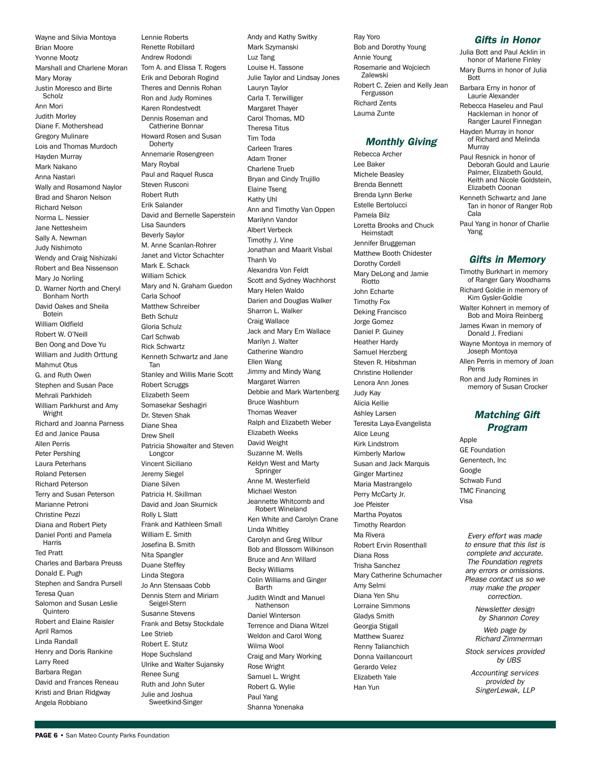Wayne and Silvia Montoya
Brian Moore
Yvonne Mootz
Marshall and Charlene Moran
Mary Moray
Justin Moresco and Birte Scholz
Ann Mori
Judith Morley
Diane F. Mothershead
Gregory Mulinare
Lois and Thomas Murdoch
Hayden Murray
Mark Nakano
Anna Nastari
Wally and Rosamond Naylor
Brad and Sharon Nelson
Richard Nelson
Norma L. Nessier
Jane Nettesheim
Sally A. Newman
Judy Nishimoto
Wendy and Craig Nishizaki
Robert and Bea Nissenson
Mary Jo Norling
D. Warner North and Cheryl Bonham North
David Oakes and Sheila Botein
William Oldfield
Robert W. O'Neill
Ben Oong and Dove Yu
William and Judith Orttung
Mahmut Otus
G. and Ruth Owen
Stephen and Susan Pace
Mehrali Parkhideh
William Parkhurst and Amy Wright
Richard and Joanna Parness
Ed and Janice Pausa
Allen Perris
Peter Pershing
Laura Peterhans
Roland Petersen
Richard Peterson
Terry and Susan Peterson
Marianne Petroni
Christine Pezzi
Diana and Robert Piety
Daniel Ponti and Pamela Harris
Ted Pratt
Charles and Barbara Preuss
Donald E. Pugh
Stephen and Sandra Pursell
Teresa Quan
Salomon and Susan Leslie Quintero
Robert and Elaine Raisler
April Ramos
Linda Randall
Henry and Doris Rankine
Larry Reed
Barbara Regan
David and Frances Reneau
Kristi and Brian Ridgway
Angela Robbiano
Lennie Roberts
Renette Robillard
Andrew Rodondi
Tom A. and Elissa T. Rogers
Erik and Deborah Rogind
Theres and Dennis Rohan
Ron and Judy Romines
Karen Rondestvedt
Dennis Roseman and Catherine Bonnar
Howard Rosen and Susan Doherty
Annemarie Rosengreen
Mary Roybal
Paul and Raquel Rusca
Steven Rusconi
Robert Ruth
Erik Salander
David and Bernelle Saperstein
Lisa Saunders
Beverly Saylor
M. Anne Scanlan-Rohrer
Janet and Victor Schachter
Mark E. Schack
William Schick
Mary and N. Graham Guedon
Carla Schoof
Matthew Schreiber
Beth Schulz
Gloria Schulz
Carl Schwab
Rick Schwartz
Kenneth Schwartz and Jane Tan
Stanley and Willis Marie Scott
Robert Scruggs
Elizabeth Seem
Somasekar Seshagiri
Dr. Steven Shak
Diane Shea
Drew Shell
Patricia Showalter and Steven Longcor
Vincent Siciliano
Jeremy Siegel
Diane Silven
Patricia H. Skillman
David and Joan Skurnick
Rolly L Slatt
Frank and Kathleen Small
William E. Smith
Josefina B. Smith
Nita Spangler
Duane Steffey
Linda Stegora
Jo Ann Stensaas Cobb
Dennis Stern and Miriam Seigel-Stern
Susanne Stevens
Frank and Betsy Stockdale
Lee Strieb
Robert E. Stutz
Hope Suchsland
Ulrike and Walter Sujansky
Renee Sung
Ruth and John Suter
Julie and Joshua Sweetkind-Singer
Andy and Kathy Switky
Mark Szymanski
Luz Tang
Louise H. Tassone
Julie Taylor and Lindsay Jones
Lauryn Taylor
Carla T. Terwilliger
Margaret Thayer
Carol Thomas, MD
Theresa Titus
Tim Toda
Carleen Trares
Adam Troner
Charlene Trueb
Bryan and Cindy Trujillo
Elaine Tseng
Kathy Uhl
Ann and Timothy Van Oppen
Marilynn Vandor
Albert Verbeck
Timothy J. Vine
Jonathan and Maarit Visbal
Thanh Vo
Alexandra Von Feldt
Scott and Sydney Wachhorst
Mary Helen Waldo
Darien and Douglas Walker
Sharron L. Walker
Craig Wallace
Jack and Mary Em Wallace
Marilyn J. Walter
Catherine Wandro
Ellen Wang
Jimmy and Mindy Wang
Margaret Warren
Debbie and Mark Wartenberg
Bruce Washburn
Thomas Weaver
Ralph and Elizabeth Weber
Elizabeth Weeks
David Weight
Suzanne M. Wells
Keldyn West and Marty Springer
Anne M. Westerfield
Michael Weston
Jeannette Whitcomb and Robert Wineland
Ken White and Carolyn Crane
Linda Whitley
Carolyn and Greg Wilbur
Bob and Blossom Wilkinson
Bruce and Ann Willard
Becky Williams
Colin Williams and Ginger Barth
Judith Windt and Manuel Nathenson
Daniel Winterson
Terrence and Diana Witzel
Weldon and Carol Wong
Wilma Wool
Craig and Mary Working
Rose Wright
Samuel L. Wright
Robert G. Wylie
Paul Yang
Shanna Yonenaka
Ray Yoro
Bob and Dorothy Young
Annie Young
Rosemarie and Wojciech Zalewski
Robert C. Zeien and Kelly Jean Fergusson
Richard Zents
Lauma Zunte

## *Monthly Giving*

Rebecca Archer
Lee Baker
Michele Beasley
Brenda Bennett
Brenda Lynn Berke
Estelle Bertolucci
Pamela Bilz
Loretta Brooks and Chuck Heimstadt
Jennifer Bruggeman
Matthew Booth Chidester
Dorothy Cordell
Mary DeLong and Jamie Riotto
John Echarte
Timothy Fox
Deking Francisco
Jorge Gomez
Daniel P. Guiney
Heather Hardy
Samuel Herzberg
Steven R. Hibshman
Christine Hollender
Lenora Ann Jones
Judy Kay
Alicia Kellie
Ashley Larsen
Teresita Laya-Evangelista
Alice Leung
Kirk Lindstrom
Kimberly Marlow
Susan and Jack Marquis
Ginger Martinez
Maria Mastrangelo
Perry McCarty Jr.
Joe Pfeister
Martha Poyatos
Timothy Reardon
Ma Rivera
Robert Ervin Rosenthall
Diana Ross
Trisha Sanchez
Mary Catherine Schumacher
Amy Selmi
Diana Yen Shu
Lorraine Simmons
Gladys Smith
Georgia Stigall
Matthew Suarez
Renny Talianchich
Donna Vaillancourt
Gerardo Velez
Elizabeth Yale
Han Yun

## *Gifts in Honor*

Julia Bott and Paul Acklin in honor of Marlene Finley
Mary Burns in honor of Julia Bott
Barbara Erny in honor of Laurie Alexander
Rebecca Haseleu and Paul Hackleman in honor of Ranger Laurel Finnegan
Hayden Murray in honor of Richard and Melinda Murray
Paul Resnick in honor of Deborah Gould and Laurie Palmer, Elizabeth Gould, Keith and Nicole Goldstein, Elizabeth Coonan
Kenneth Schwartz and Jane Tan in honor of Ranger Rob Cala
Paul Yang in honor of Charlie Yang

## *Gifts in Memory*

Timothy Burkhart in memory of Ranger Gary Woodhams
Richard Goldie in memory of Kim Gysler-Goldie
Walter Kohnert in memory of Bob and Moira Reinberg
James Kwan in memory of Donald J. Frediani
Wayne Montoya in memory of Joseph Montoya
Allen Perris in memory of Joan Perris
Ron and Judy Romines in memory of Susan Crocker

## *Matching Gift Program*

Apple
GE Foundation
Genentech, Inc
Google
Schwab Fund
TMC Financing
Visa

*Every effort was made to ensure that this list is complete and accurate. The Foundation regrets any errors or omissions. Please contact us so we may make the proper correction.*

*Newsletter design by Shannon Corey*

*Web page by Richard Zimmerman*

*Stock services provided by UBS*

*Accounting services provided by SingerLewak, LLP*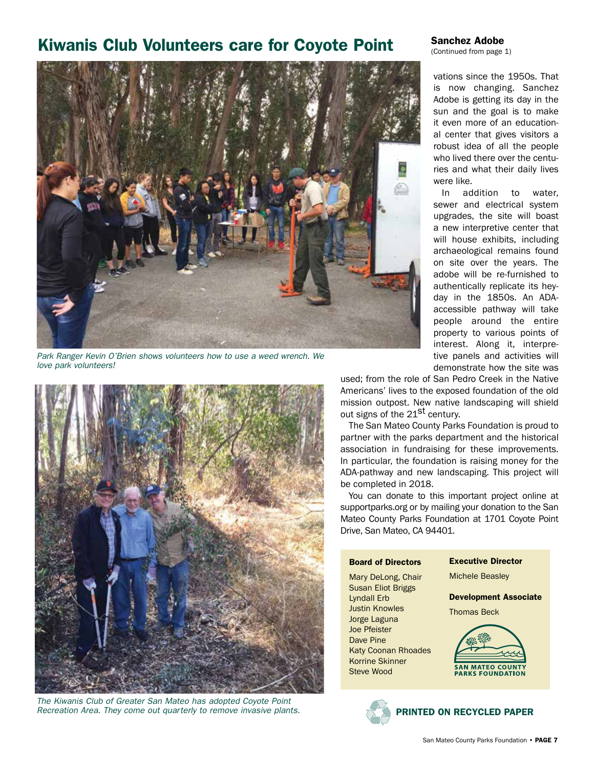## Kiwanis Club Volunteers care for Coyote Point

*Park Ranger Kevin O'Brien shows volunteers how to use a weed wrench. We love park volunteers!*

*The Kiwanis Club of Greater San Mateo has adopted Coyote Point Recreation Area. They come out quarterly to remove invasive plants.*

## Sanchez Adobe

(Continued from page 1)

vations since the 1950s. That is now changing. Sanchez Adobe is getting its day in the sun and the goal is to make it even more of an educational center that gives visitors a robust idea of all the people who lived there over the centuries and what their daily lives were like.

In addition to water, sewer and electrical system upgrades, the site will boast a new interpretive center that will house exhibits, including archaeological remains found on site over the years. The adobe will be re-furnished to authentically replicate its heyday in the 1850s. An ADA-accessible pathway will take people around the entire property to various points of interest. Along it, interpretive panels and activities will demonstrate how the site was used; from the role of San Pedro Creek in the Native Americans' lives to the exposed foundation of the old mission outpost. New native landscaping will shield out signs of the 21st century.

The San Mateo County Parks Foundation is proud to partner with the parks department and the historical association in fundraising for these improvements. In particular, the foundation is raising money for the ADA-pathway and new landscaping. This project will be completed in 2018.

You can donate to this important project online at supportparks.org or by mailing your donation to the San Mateo County Parks Foundation at 1701 Coyote Point Drive, San Mateo, CA 94401.

**Board of Directors**

Mary DeLong, Chair
Susan Eliot Briggs
Lyndall Erb
Justin Knowles
Jorge Laguna
Joe Pfeister
Dave Pine
Katy Coonan Rhoades
Korrine Skinner
Steve Wood

**Executive Director**

Michele Beasley

**Development Associate**

Thomas Beck

SAN MATEO COUNTY PARKS FOUNDATION

**PRINTED ON RECYCLED PAPER**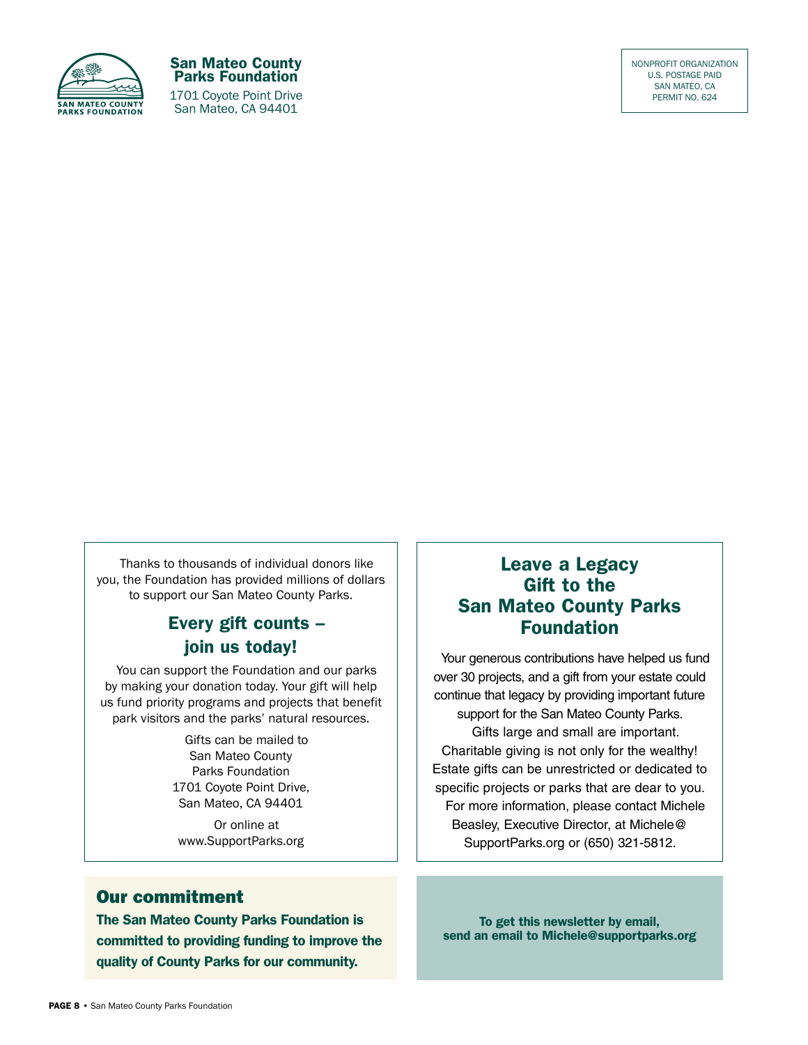**San Mateo County Parks Foundation**
1701 Coyote Point Drive
San Mateo, CA 94401

NONPROFIT ORGANIZATION
U.S. POSTAGE PAID
SAN MATEO, CA
PERMIT NO. 624

Thanks to thousands of individual donors like you, the Foundation has provided millions of dollars to support our San Mateo County Parks.

## Every gift counts – join us today!

You can support the Foundation and our parks by making your donation today. Your gift will help us fund priority programs and projects that benefit park visitors and the parks' natural resources.

Gifts can be mailed to
San Mateo County
Parks Foundation
1701 Coyote Point Drive,
San Mateo, CA 94401

Or online at
www.SupportParks.org

## Leave a Legacy Gift to the San Mateo County Parks Foundation

Your generous contributions have helped us fund over 30 projects, and a gift from your estate could continue that legacy by providing important future support for the San Mateo County Parks.

Gifts large and small are important. Charitable giving is not only for the wealthy! Estate gifts can be unrestricted or dedicated to specific projects or parks that are dear to you.

For more information, please contact Michele Beasley, Executive Director, at Michele@SupportParks.org or (650) 321-5812.

## Our commitment

**The San Mateo County Parks Foundation is committed to providing funding to improve the quality of County Parks for our community.**

**To get this newsletter by email, send an email to Michele@supportparks.org**